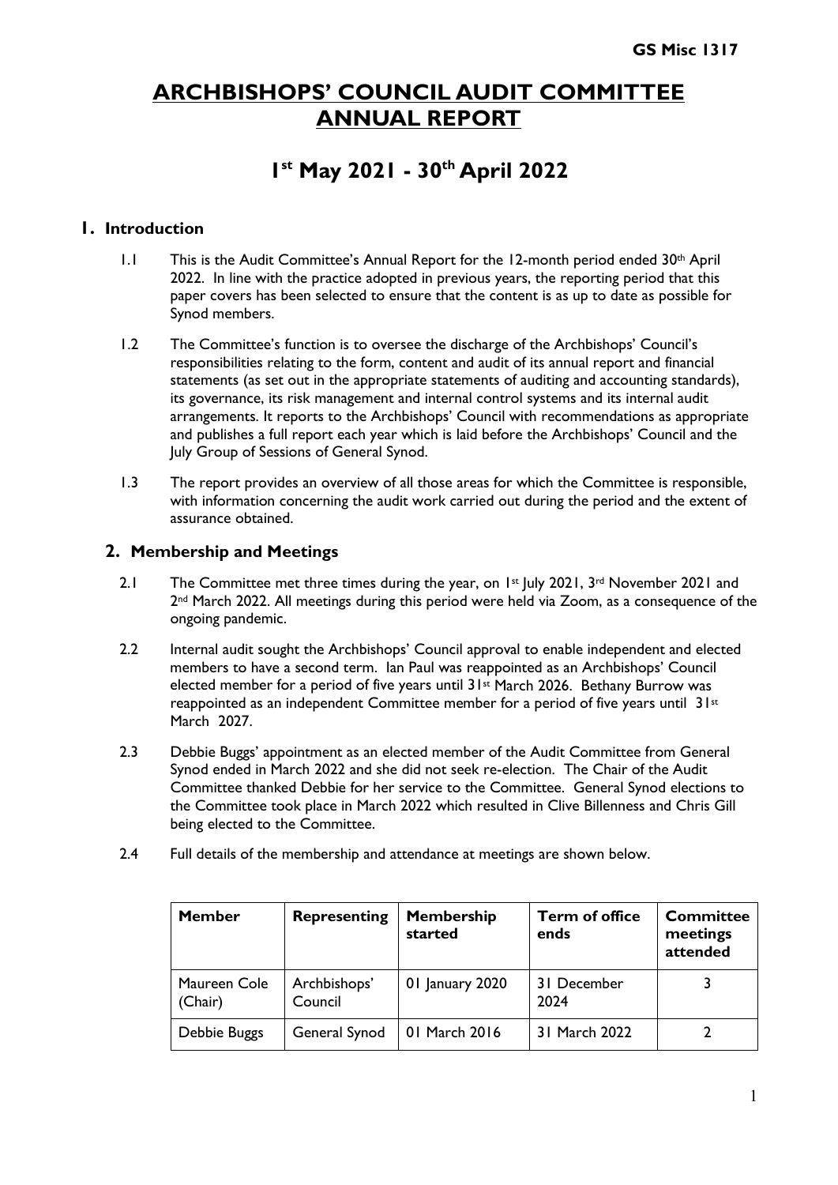GS Misc 1317

# ARCHBISHOPS' COUNCIL AUDIT COMMITTEE ANNUAL REPORT

## 1st May 2021 - 30th April 2022

### 1. Introduction

1.1 This is the Audit Committee's Annual Report for the 12-month period ended 30th April 2022. In line with the practice adopted in previous years, the reporting period that this paper covers has been selected to ensure that the content is as up to date as possible for Synod members.

1.2 The Committee's function is to oversee the discharge of the Archbishops' Council's responsibilities relating to the form, content and audit of its annual report and financial statements (as set out in the appropriate statements of auditing and accounting standards), its governance, its risk management and internal control systems and its internal audit arrangements. It reports to the Archbishops' Council with recommendations as appropriate and publishes a full report each year which is laid before the Archbishops' Council and the July Group of Sessions of General Synod.

1.3 The report provides an overview of all those areas for which the Committee is responsible, with information concerning the audit work carried out during the period and the extent of assurance obtained.

### 2. Membership and Meetings

2.1 The Committee met three times during the year, on 1st July 2021, 3rd November 2021 and 2nd March 2022. All meetings during this period were held via Zoom, as a consequence of the ongoing pandemic.

2.2 Internal audit sought the Archbishops' Council approval to enable independent and elected members to have a second term. Ian Paul was reappointed as an Archbishops' Council elected member for a period of five years until 31st March 2026. Bethany Burrow was reappointed as an independent Committee member for a period of five years until 31st March 2027.

2.3 Debbie Buggs' appointment as an elected member of the Audit Committee from General Synod ended in March 2022 and she did not seek re-election. The Chair of the Audit Committee thanked Debbie for her service to the Committee. General Synod elections to the Committee took place in March 2022 which resulted in Clive Billenness and Chris Gill being elected to the Committee.

2.4 Full details of the membership and attendance at meetings are shown below.

| Member | Representing | Membership started | Term of office ends | Committee meetings attended |
|---|---|---|---|---|
| Maureen Cole (Chair) | Archbishops' Council | 01 January 2020 | 31 December 2024 | 3 |
| Debbie Buggs | General Synod | 01 March 2016 | 31 March 2022 | 2 |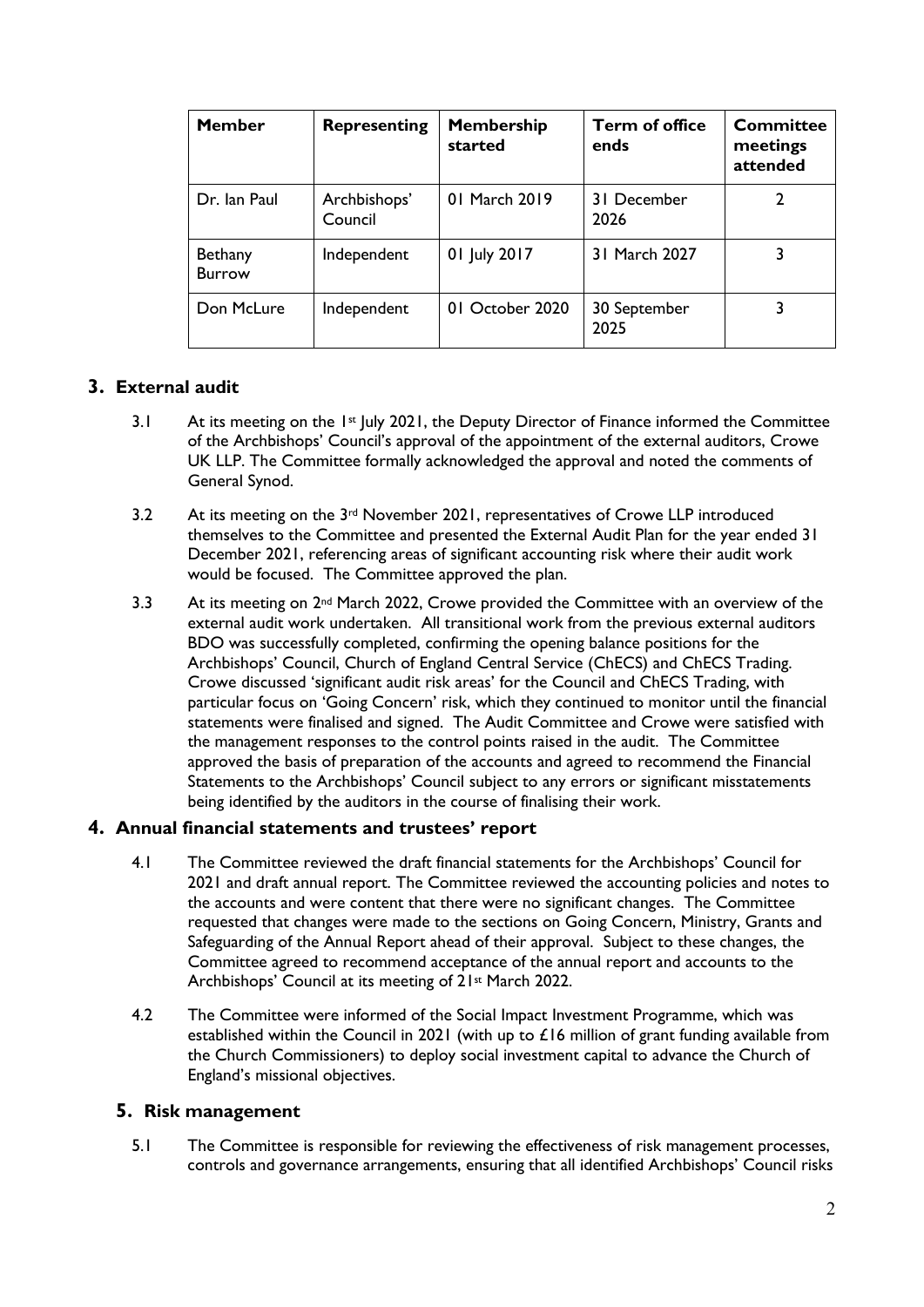| Member | Representing | Membership started | Term of office ends | Committee meetings attended |
|---|---|---|---|---|
| Dr. Ian Paul | Archbishops' Council | 01 March 2019 | 31 December 2026 | 2 |
| Bethany Burrow | Independent | 01 July 2017 | 31 March 2027 | 3 |
| Don McLure | Independent | 01 October 2020 | 30 September 2025 | 3 |

## 3. External audit

3.1 At its meeting on the 1st July 2021, the Deputy Director of Finance informed the Committee of the Archbishops' Council's approval of the appointment of the external auditors, Crowe UK LLP. The Committee formally acknowledged the approval and noted the comments of General Synod.

3.2 At its meeting on the 3rd November 2021, representatives of Crowe LLP introduced themselves to the Committee and presented the External Audit Plan for the year ended 31 December 2021, referencing areas of significant accounting risk where their audit work would be focused. The Committee approved the plan.

3.3 At its meeting on 2nd March 2022, Crowe provided the Committee with an overview of the external audit work undertaken. All transitional work from the previous external auditors BDO was successfully completed, confirming the opening balance positions for the Archbishops' Council, Church of England Central Service (ChECS) and ChECS Trading. Crowe discussed 'significant audit risk areas' for the Council and ChECS Trading, with particular focus on 'Going Concern' risk, which they continued to monitor until the financial statements were finalised and signed. The Audit Committee and Crowe were satisfied with the management responses to the control points raised in the audit. The Committee approved the basis of preparation of the accounts and agreed to recommend the Financial Statements to the Archbishops' Council subject to any errors or significant misstatements being identified by the auditors in the course of finalising their work.

## 4. Annual financial statements and trustees' report

4.1 The Committee reviewed the draft financial statements for the Archbishops' Council for 2021 and draft annual report. The Committee reviewed the accounting policies and notes to the accounts and were content that there were no significant changes. The Committee requested that changes were made to the sections on Going Concern, Ministry, Grants and Safeguarding of the Annual Report ahead of their approval. Subject to these changes, the Committee agreed to recommend acceptance of the annual report and accounts to the Archbishops' Council at its meeting of 21st March 2022.

4.2 The Committee were informed of the Social Impact Investment Programme, which was established within the Council in 2021 (with up to £16 million of grant funding available from the Church Commissioners) to deploy social investment capital to advance the Church of England's missional objectives.

## 5. Risk management

5.1 The Committee is responsible for reviewing the effectiveness of risk management processes, controls and governance arrangements, ensuring that all identified Archbishops' Council risks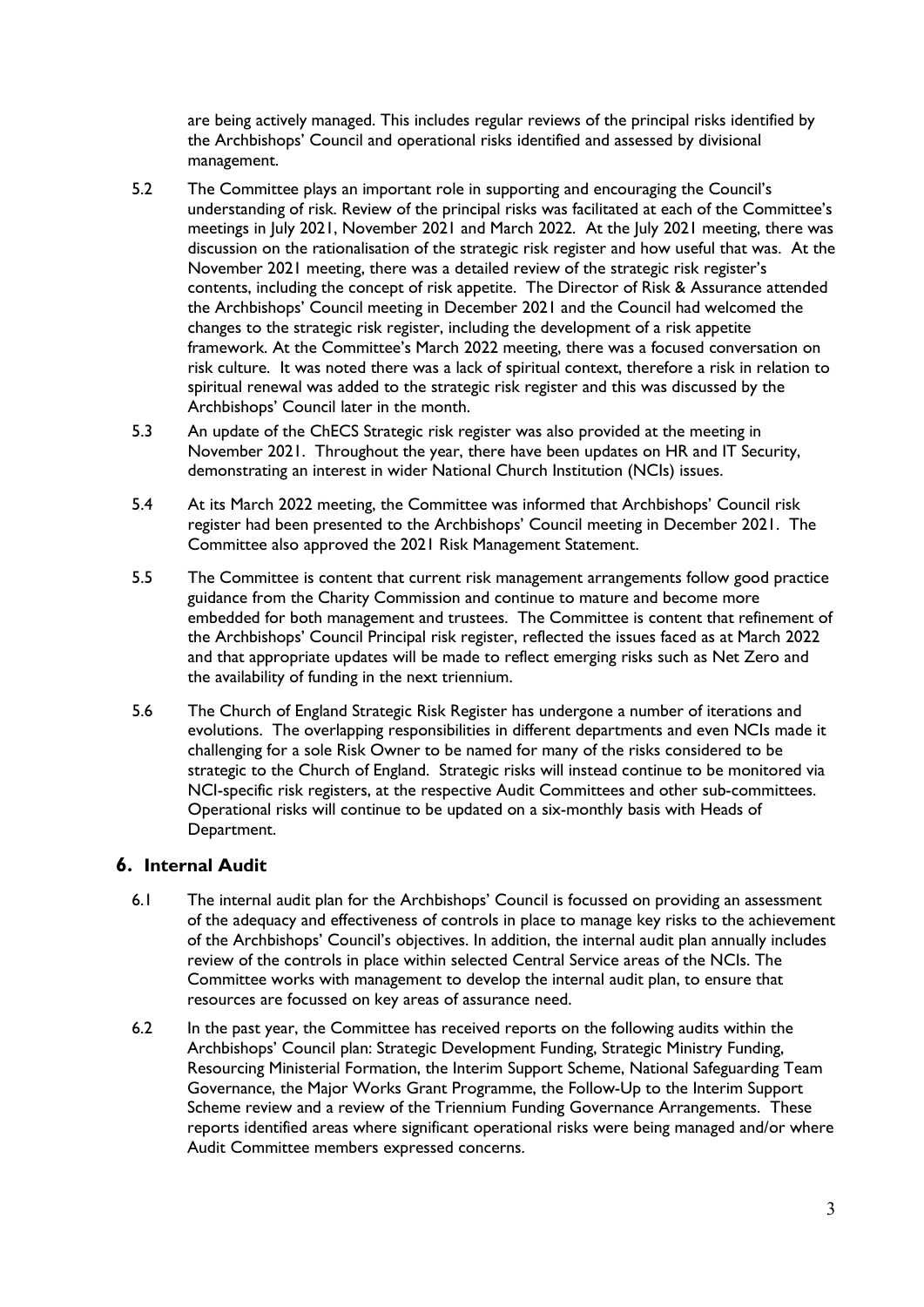are being actively managed. This includes regular reviews of the principal risks identified by the Archbishops' Council and operational risks identified and assessed by divisional management.

5.2 The Committee plays an important role in supporting and encouraging the Council's understanding of risk. Review of the principal risks was facilitated at each of the Committee's meetings in July 2021, November 2021 and March 2022. At the July 2021 meeting, there was discussion on the rationalisation of the strategic risk register and how useful that was. At the November 2021 meeting, there was a detailed review of the strategic risk register's contents, including the concept of risk appetite. The Director of Risk & Assurance attended the Archbishops' Council meeting in December 2021 and the Council had welcomed the changes to the strategic risk register, including the development of a risk appetite framework. At the Committee's March 2022 meeting, there was a focused conversation on risk culture. It was noted there was a lack of spiritual context, therefore a risk in relation to spiritual renewal was added to the strategic risk register and this was discussed by the Archbishops' Council later in the month.

5.3 An update of the ChECS Strategic risk register was also provided at the meeting in November 2021. Throughout the year, there have been updates on HR and IT Security, demonstrating an interest in wider National Church Institution (NCIs) issues.

5.4 At its March 2022 meeting, the Committee was informed that Archbishops' Council risk register had been presented to the Archbishops' Council meeting in December 2021. The Committee also approved the 2021 Risk Management Statement.

5.5 The Committee is content that current risk management arrangements follow good practice guidance from the Charity Commission and continue to mature and become more embedded for both management and trustees. The Committee is content that refinement of the Archbishops' Council Principal risk register, reflected the issues faced as at March 2022 and that appropriate updates will be made to reflect emerging risks such as Net Zero and the availability of funding in the next triennium.

5.6 The Church of England Strategic Risk Register has undergone a number of iterations and evolutions. The overlapping responsibilities in different departments and even NCIs made it challenging for a sole Risk Owner to be named for many of the risks considered to be strategic to the Church of England. Strategic risks will instead continue to be monitored via NCI-specific risk registers, at the respective Audit Committees and other sub-committees. Operational risks will continue to be updated on a six-monthly basis with Heads of Department.

## 6. Internal Audit

6.1 The internal audit plan for the Archbishops' Council is focussed on providing an assessment of the adequacy and effectiveness of controls in place to manage key risks to the achievement of the Archbishops' Council's objectives. In addition, the internal audit plan annually includes review of the controls in place within selected Central Service areas of the NCIs. The Committee works with management to develop the internal audit plan, to ensure that resources are focussed on key areas of assurance need.

6.2 In the past year, the Committee has received reports on the following audits within the Archbishops' Council plan: Strategic Development Funding, Strategic Ministry Funding, Resourcing Ministerial Formation, the Interim Support Scheme, National Safeguarding Team Governance, the Major Works Grant Programme, the Follow-Up to the Interim Support Scheme review and a review of the Triennium Funding Governance Arrangements. These reports identified areas where significant operational risks were being managed and/or where Audit Committee members expressed concerns.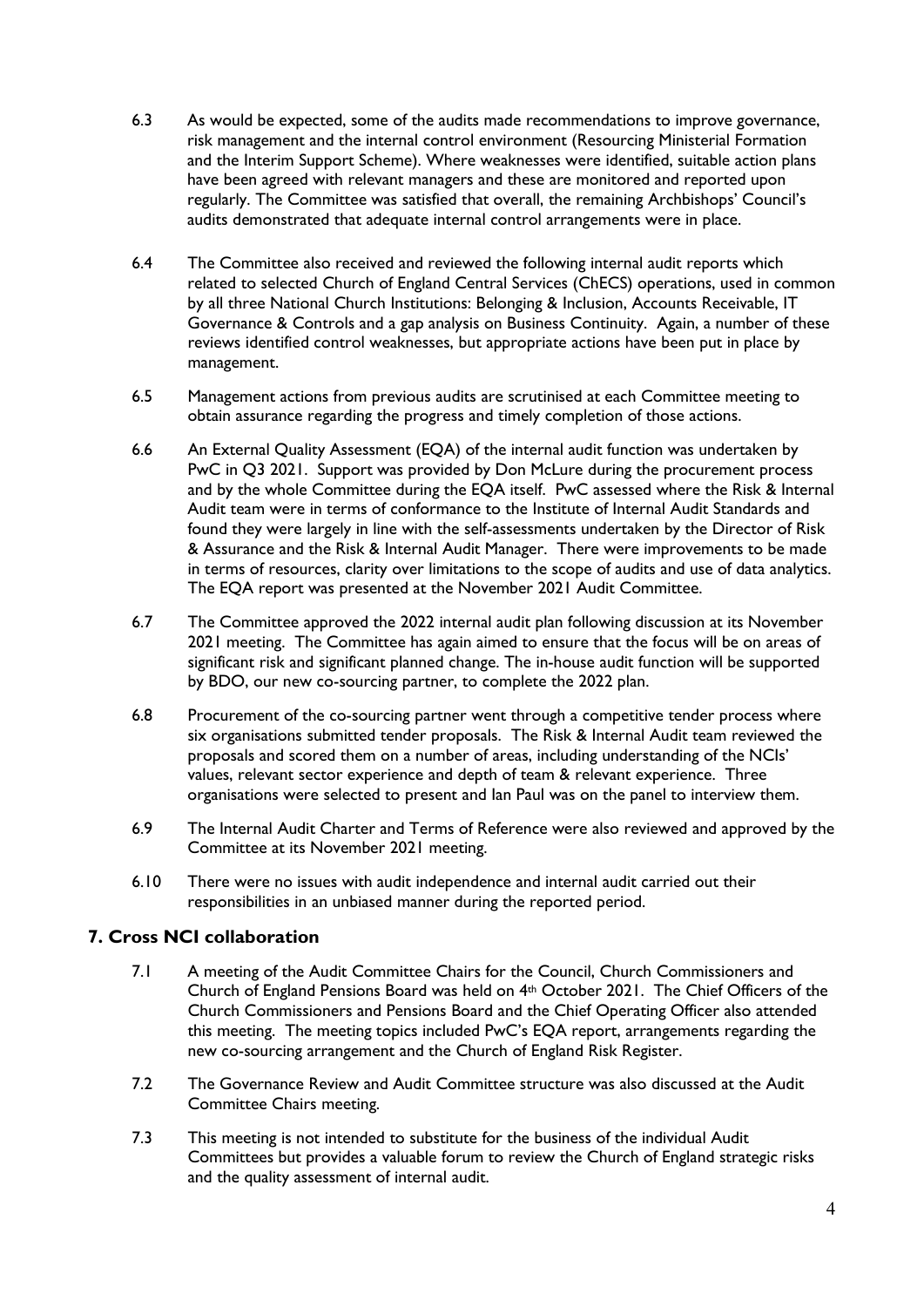6.3 As would be expected, some of the audits made recommendations to improve governance, risk management and the internal control environment (Resourcing Ministerial Formation and the Interim Support Scheme). Where weaknesses were identified, suitable action plans have been agreed with relevant managers and these are monitored and reported upon regularly. The Committee was satisfied that overall, the remaining Archbishops' Council's audits demonstrated that adequate internal control arrangements were in place.

6.4 The Committee also received and reviewed the following internal audit reports which related to selected Church of England Central Services (ChECS) operations, used in common by all three National Church Institutions: Belonging & Inclusion, Accounts Receivable, IT Governance & Controls and a gap analysis on Business Continuity. Again, a number of these reviews identified control weaknesses, but appropriate actions have been put in place by management.

6.5 Management actions from previous audits are scrutinised at each Committee meeting to obtain assurance regarding the progress and timely completion of those actions.

6.6 An External Quality Assessment (EQA) of the internal audit function was undertaken by PwC in Q3 2021. Support was provided by Don McLure during the procurement process and by the whole Committee during the EQA itself. PwC assessed where the Risk & Internal Audit team were in terms of conformance to the Institute of Internal Audit Standards and found they were largely in line with the self-assessments undertaken by the Director of Risk & Assurance and the Risk & Internal Audit Manager. There were improvements to be made in terms of resources, clarity over limitations to the scope of audits and use of data analytics. The EQA report was presented at the November 2021 Audit Committee.

6.7 The Committee approved the 2022 internal audit plan following discussion at its November 2021 meeting. The Committee has again aimed to ensure that the focus will be on areas of significant risk and significant planned change. The in-house audit function will be supported by BDO, our new co-sourcing partner, to complete the 2022 plan.

6.8 Procurement of the co-sourcing partner went through a competitive tender process where six organisations submitted tender proposals. The Risk & Internal Audit team reviewed the proposals and scored them on a number of areas, including understanding of the NCIs' values, relevant sector experience and depth of team & relevant experience. Three organisations were selected to present and Ian Paul was on the panel to interview them.

6.9 The Internal Audit Charter and Terms of Reference were also reviewed and approved by the Committee at its November 2021 meeting.

6.10 There were no issues with audit independence and internal audit carried out their responsibilities in an unbiased manner during the reported period.

## 7. Cross NCI collaboration

7.1 A meeting of the Audit Committee Chairs for the Council, Church Commissioners and Church of England Pensions Board was held on 4th October 2021. The Chief Officers of the Church Commissioners and Pensions Board and the Chief Operating Officer also attended this meeting. The meeting topics included PwC's EQA report, arrangements regarding the new co-sourcing arrangement and the Church of England Risk Register.

7.2 The Governance Review and Audit Committee structure was also discussed at the Audit Committee Chairs meeting.

7.3 This meeting is not intended to substitute for the business of the individual Audit Committees but provides a valuable forum to review the Church of England strategic risks and the quality assessment of internal audit.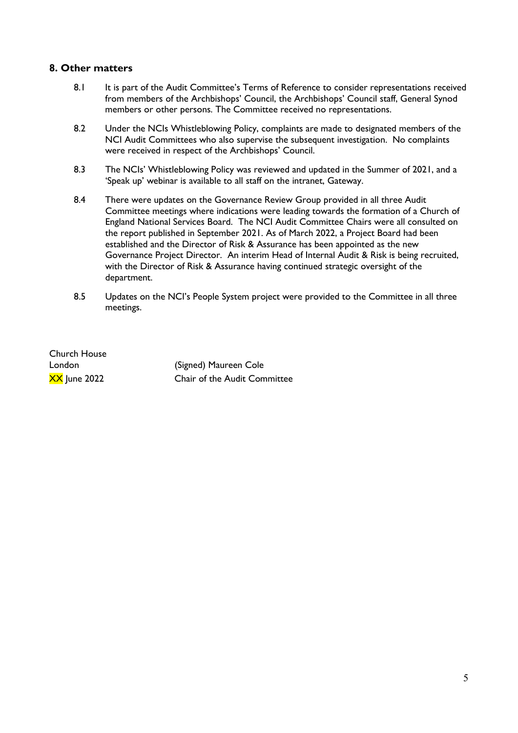## 8. Other matters

8.1 It is part of the Audit Committee's Terms of Reference to consider representations received from members of the Archbishops' Council, the Archbishops' Council staff, General Synod members or other persons. The Committee received no representations.

8.2 Under the NCIs Whistleblowing Policy, complaints are made to designated members of the NCI Audit Committees who also supervise the subsequent investigation. No complaints were received in respect of the Archbishops' Council.

8.3 The NCIs' Whistleblowing Policy was reviewed and updated in the Summer of 2021, and a 'Speak up' webinar is available to all staff on the intranet, Gateway.

8.4 There were updates on the Governance Review Group provided in all three Audit Committee meetings where indications were leading towards the formation of a Church of England National Services Board. The NCI Audit Committee Chairs were all consulted on the report published in September 2021. As of March 2022, a Project Board had been established and the Director of Risk & Assurance has been appointed as the new Governance Project Director. An interim Head of Internal Audit & Risk is being recruited, with the Director of Risk & Assurance having continued strategic oversight of the department.

8.5 Updates on the NCI's People System project were provided to the Committee in all three meetings.

Church House
London
XX June 2022

(Signed) Maureen Cole
Chair of the Audit Committee